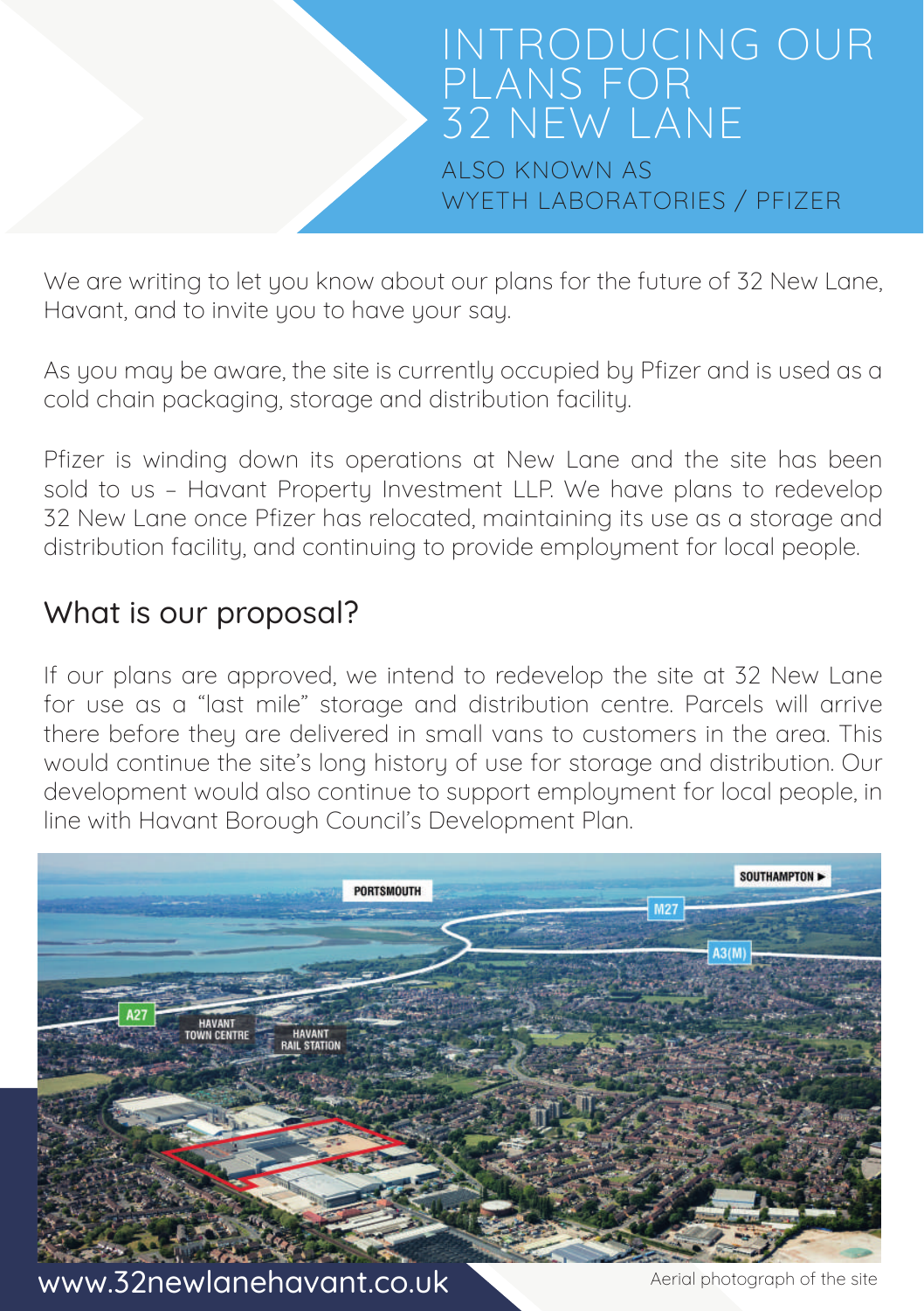# INTRODUCING OUR PLANS FOR 32 NEW LANE

ALSO KNOWN AS WYETH LABORATORIES / PFIZER

We are writing to let you know about our plans for the future of 32 New Lane, Havant, and to invite you to have your say.

As you may be aware, the site is currently occupied by Pfizer and is used as a cold chain packaging, storage and distribution facility.

Pfizer is winding down its operations at New Lane and the site has been sold to us – Havant Property Investment LLP. We have plans to redevelop 32 New Lane once Pfizer has relocated, maintaining its use as a storage and distribution facility, and continuing to provide employment for local people.

## What is our proposal?

If our plans are approved, we intend to redevelop the site at 32 New Lane for use as a "last mile" storage and distribution centre. Parcels will arrive there before they are delivered in small vans to customers in the area. This would continue the site's long history of use for storage and distribution. Our development would also continue to support employment for local people, in line with Havant Borough Council's Development Plan.

Aerial photograph of the site

www.32newlanehavant.co.uk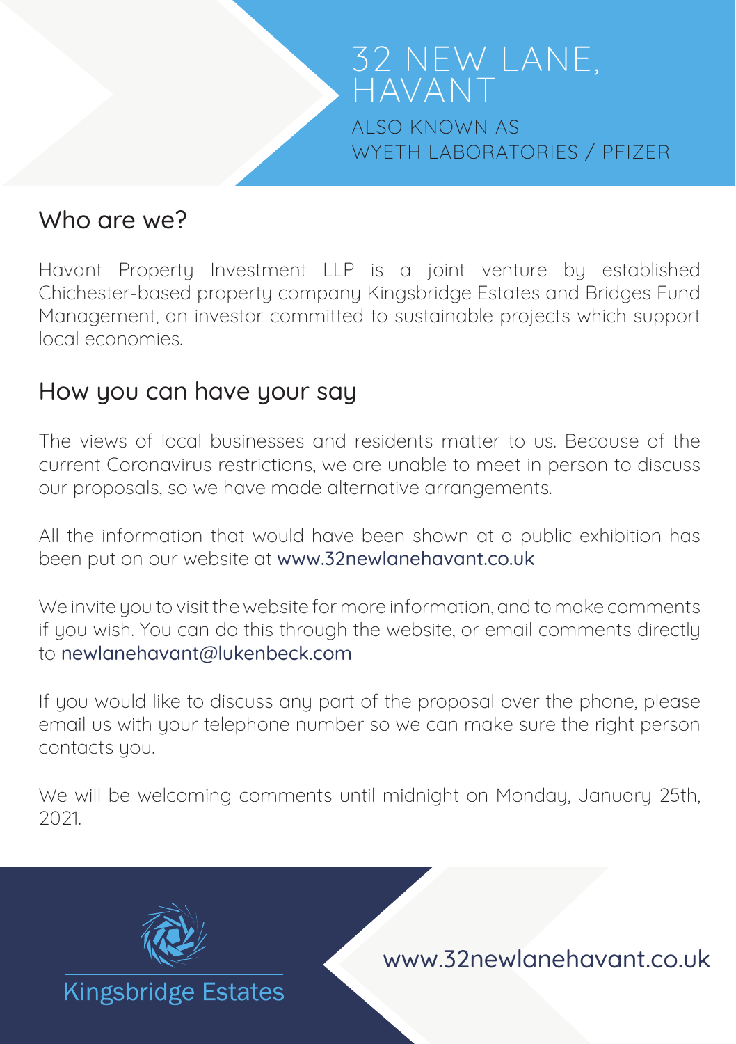# 32 NEW LANE, HAVANT

ALSO KNOWN AS
WYETH LABORATORIES / PFIZER

## Who are we?

Havant Property Investment LLP is a joint venture by established Chichester-based property company Kingsbridge Estates and Bridges Fund Management, an investor committed to sustainable projects which support local economies.

## How you can have your say

The views of local businesses and residents matter to us. Because of the current Coronavirus restrictions, we are unable to meet in person to discuss our proposals, so we have made alternative arrangements.

All the information that would have been shown at a public exhibition has been put on our website at www.32newlanehavant.co.uk

We invite you to visit the website for more information, and to make comments if you wish. You can do this through the website, or email comments directly to newlanehavant@lukenbeck.com

If you would like to discuss any part of the proposal over the phone, please email us with your telephone number so we can make sure the right person contacts you.

We will be welcoming comments until midnight on Monday, January 25th, 2021.

Kingsbridge Estates

www.32newlanehavant.co.uk